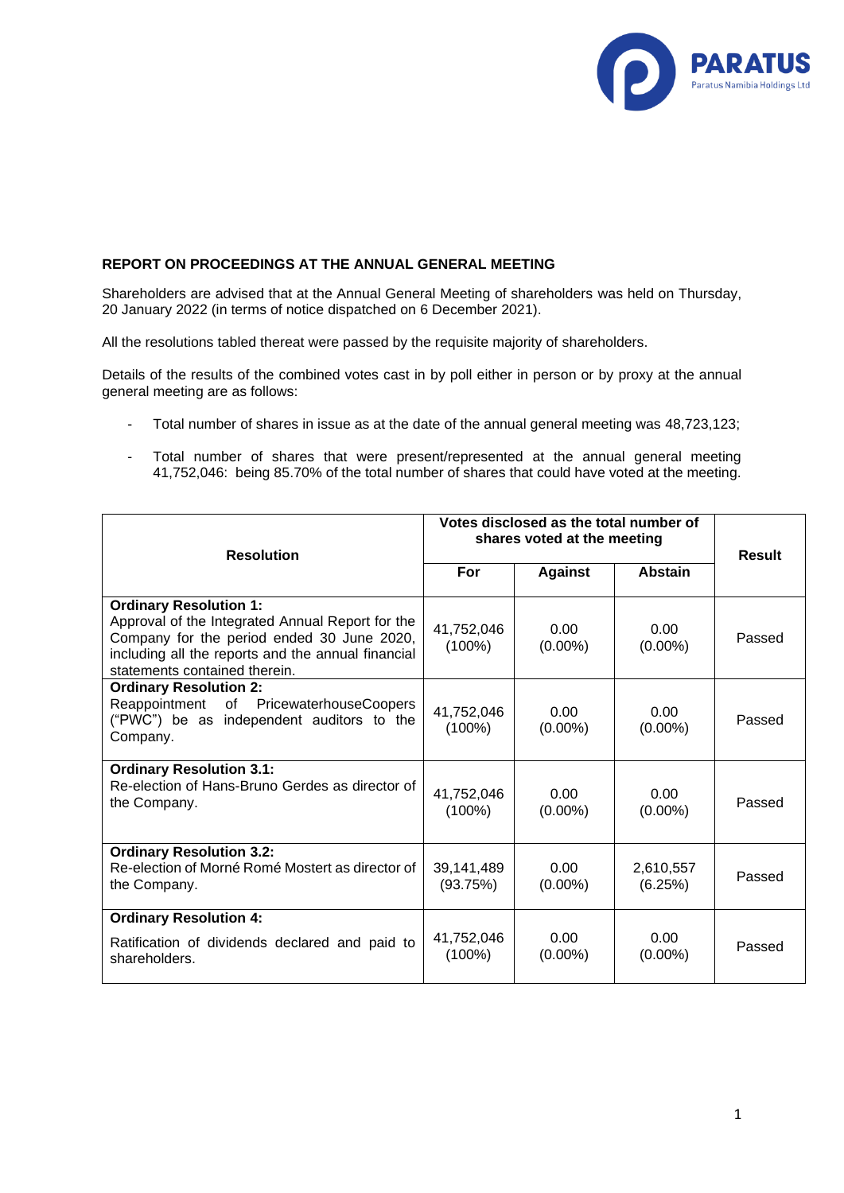## REPORT ON PROCEEDINGS AT THE ANNUAL GENERAL MEETING

Shareholders are advised that at the Annual General Meeting of shareholders was held on Thursday, 20 January 2022 (in terms of notice dispatched on 6 December 2021).

All the resolutions tabled thereat were passed by the requisite majority of shareholders.

Details of the results of the combined votes cast in by poll either in person or by proxy at the annual general meeting are as follows:

- Total number of shares in issue as at the date of the annual general meeting was 48,723,123;
- Total number of shares that were present/represented at the annual general meeting 41,752,046: being 85.70% of the total number of shares that could have voted at the meeting.

| Resolution | Votes disclosed as the total number of shares voted at the meeting | | | Result |
|---|---|---|---|---|
| | For | Against | Abstain | |
| **Ordinary Resolution 1:** Approval of the Integrated Annual Report for the Company for the period ended 30 June 2020, including all the reports and the annual financial statements contained therein. | 41,752,046 (100%) | 0.00 (0.00%) | 0.00 (0.00%) | Passed |
| **Ordinary Resolution 2:** Reappointment of PricewaterhouseCoopers ("PWC") be as independent auditors to the Company. | 41,752,046 (100%) | 0.00 (0.00%) | 0.00 (0.00%) | Passed |
| **Ordinary Resolution 3.1:** Re-election of Hans-Bruno Gerdes as director of the Company. | 41,752,046 (100%) | 0.00 (0.00%) | 0.00 (0.00%) | Passed |
| **Ordinary Resolution 3.2:** Re-election of Morné Romé Mostert as director of the Company. | 39,141,489 (93.75%) | 0.00 (0.00%) | 2,610,557 (6.25%) | Passed |
| **Ordinary Resolution 4:** Ratification of dividends declared and paid to shareholders. | 41,752,046 (100%) | 0.00 (0.00%) | 0.00 (0.00%) | Passed |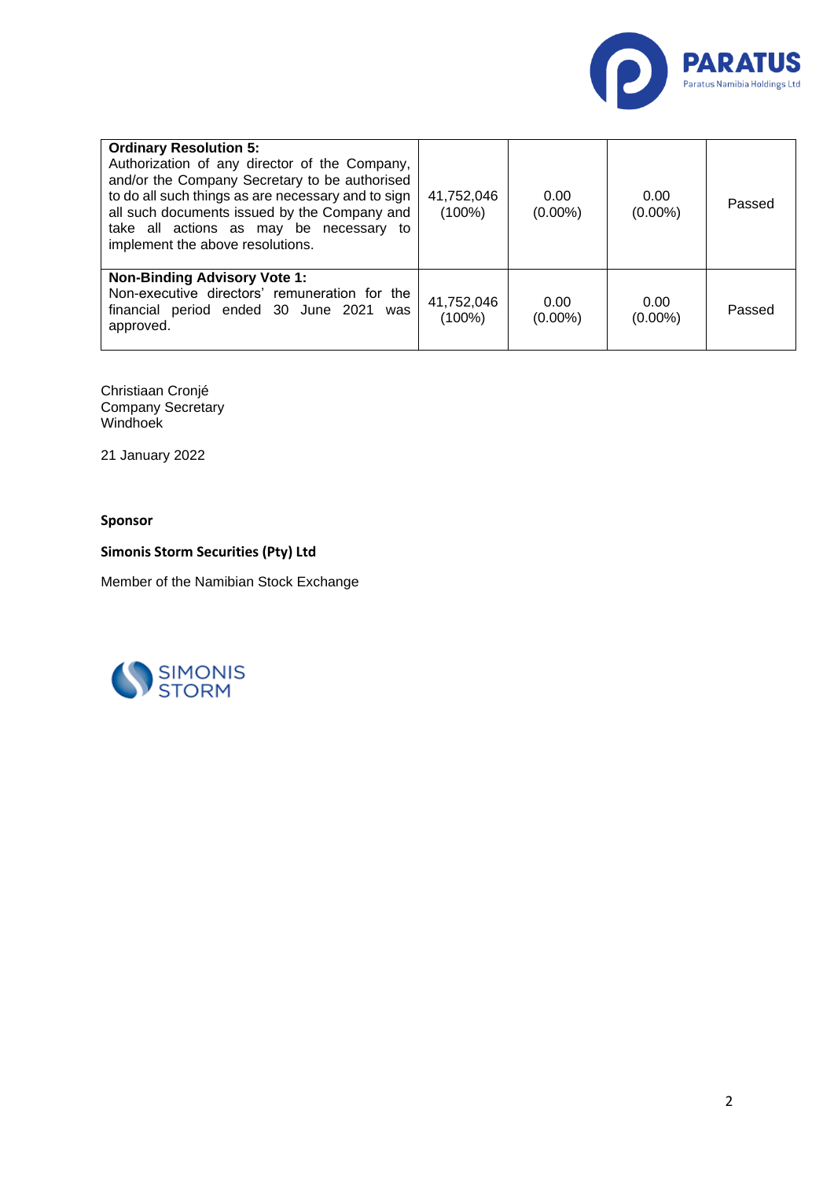| | | | | |
|---|---|---|---|---|
| **Ordinary Resolution 5:** Authorization of any director of the Company, and/or the Company Secretary to be authorised to do all such things as are necessary and to sign all such documents issued by the Company and take all actions as may be necessary to implement the above resolutions. | 41,752,046 (100%) | 0.00 (0.00%) | 0.00 (0.00%) | Passed |
| **Non-Binding Advisory Vote 1:** Non-executive directors' remuneration for the financial period ended 30 June 2021 was approved. | 41,752,046 (100%) | 0.00 (0.00%) | 0.00 (0.00%) | Passed |

Christiaan Cronjé
Company Secretary
Windhoek

21 January 2022

**Sponsor**

**Simonis Storm Securities (Pty) Ltd**

Member of the Namibian Stock Exchange